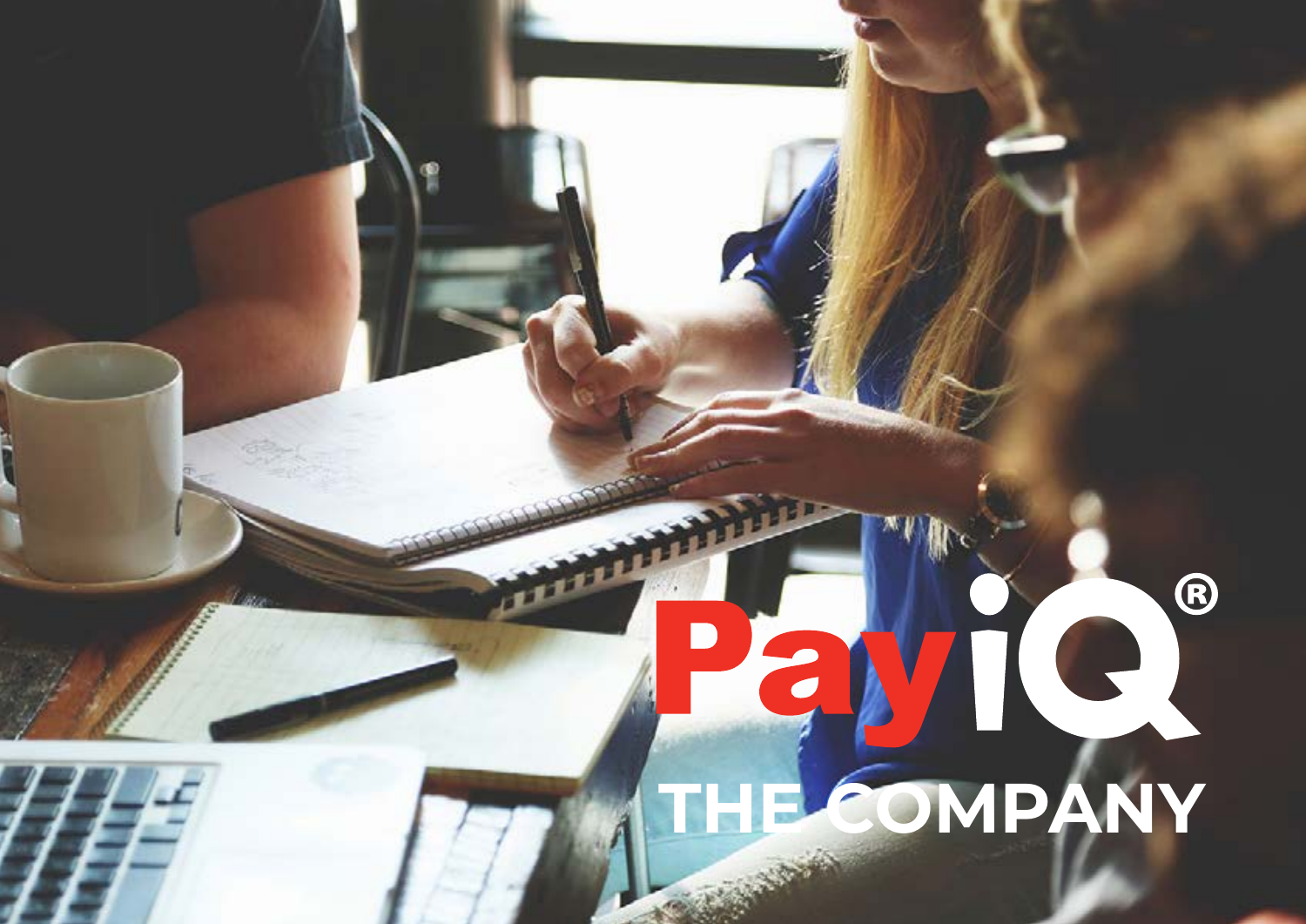# PayiQ®

## THE COMPANY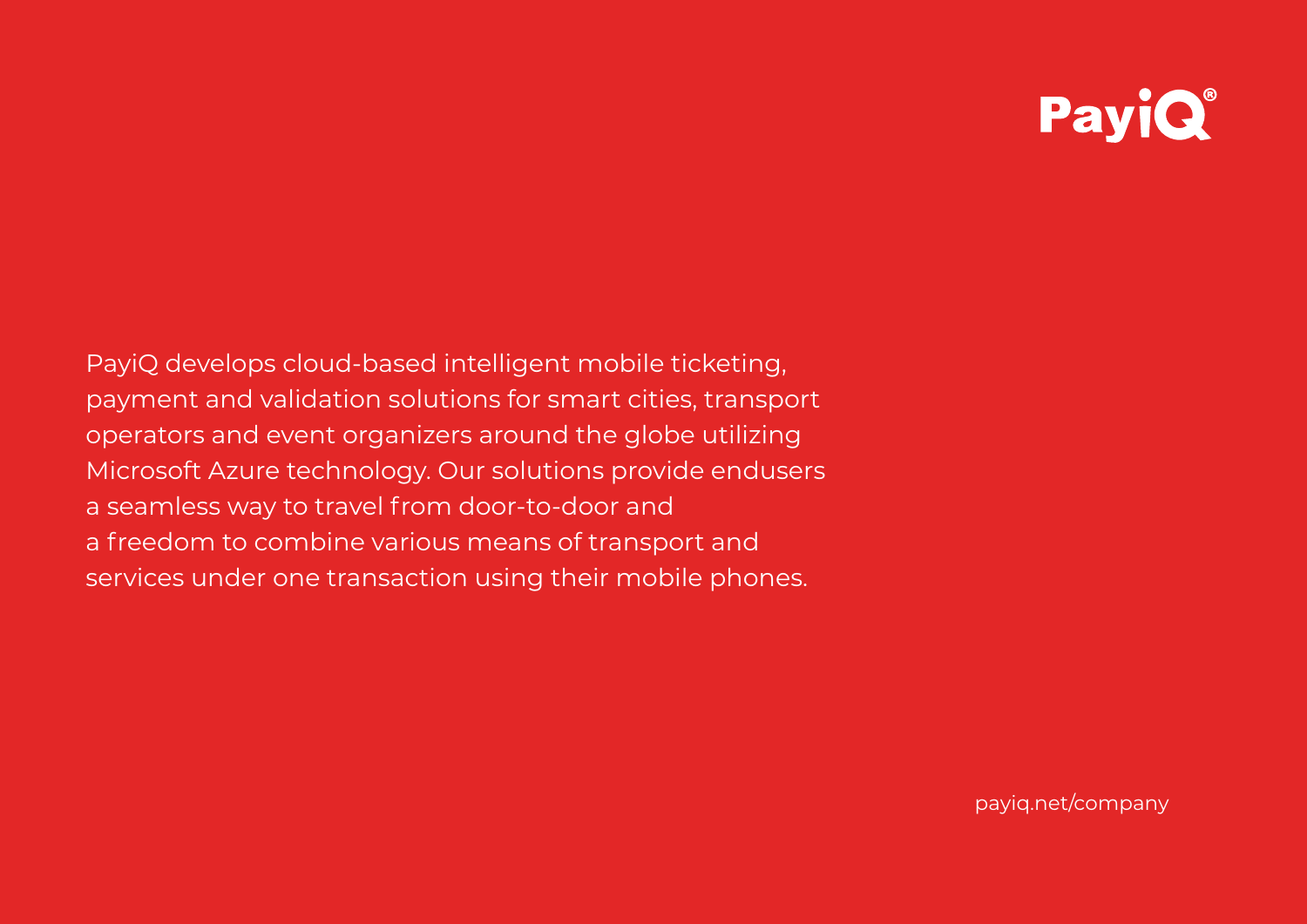PayiQ®

PayiQ develops cloud-based intelligent mobile ticketing, payment and validation solutions for smart cities, transport operators and event organizers around the globe utilizing Microsoft Azure technology. Our solutions provide endusers a seamless way to travel from door-to-door and a freedom to combine various means of transport and services under one transaction using their mobile phones.

payiq.net/company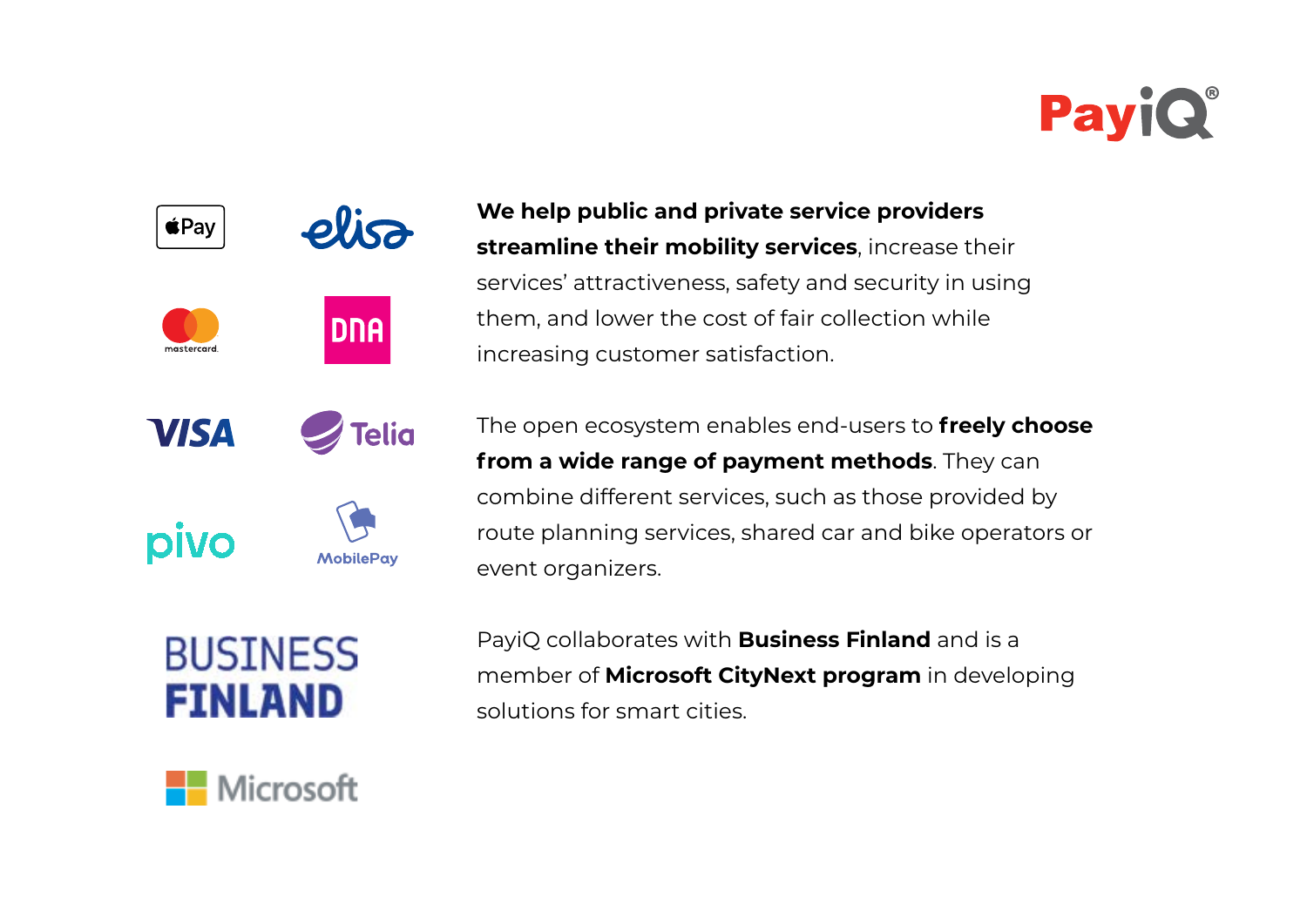**We help public and private service providers streamline their mobility services**, increase their services' attractiveness, safety and security in using them, and lower the cost of fair collection while increasing customer satisfaction.

The open ecosystem enables end-users to **freely choose from a wide range of payment methods**. They can combine different services, such as those provided by route planning services, shared car and bike operators or event organizers.

PayiQ collaborates with **Business Finland** and is a member of **Microsoft CityNext program** in developing solutions for smart cities.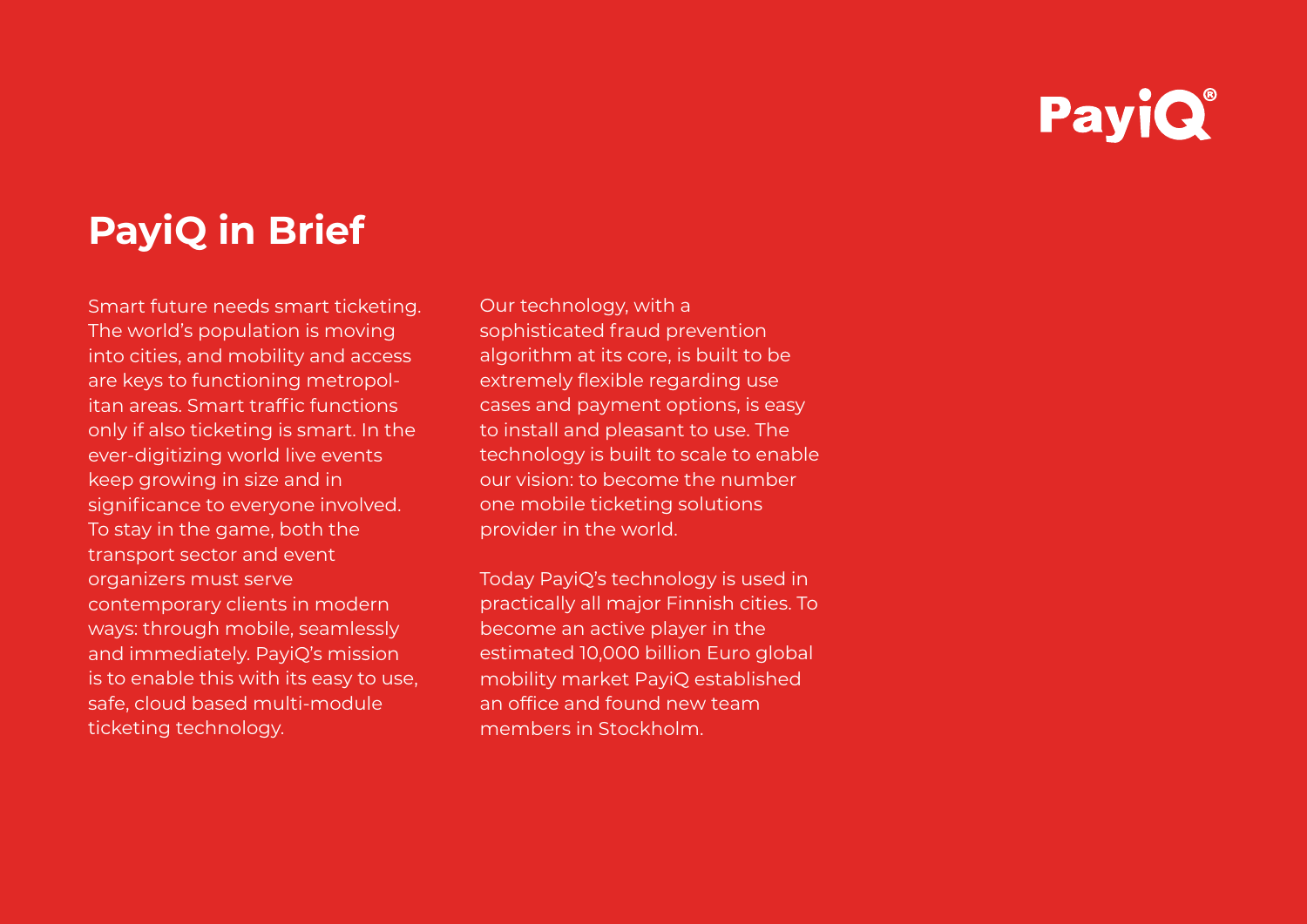# PayiQ in Brief

Smart future needs smart ticketing. The world's population is moving into cities, and mobility and access are keys to functioning metropolitan areas. Smart traffic functions only if also ticketing is smart. In the ever-digitizing world live events keep growing in size and in significance to everyone involved. To stay in the game, both the transport sector and event organizers must serve contemporary clients in modern ways: through mobile, seamlessly and immediately. PayiQ's mission is to enable this with its easy to use, safe, cloud based multi-module ticketing technology.

Our technology, with a sophisticated fraud prevention algorithm at its core, is built to be extremely flexible regarding use cases and payment options, is easy to install and pleasant to use. The technology is built to scale to enable our vision: to become the number one mobile ticketing solutions provider in the world.

Today PayiQ's technology is used in practically all major Finnish cities. To become an active player in the estimated 10,000 billion Euro global mobility market PayiQ established an office and found new team members in Stockholm.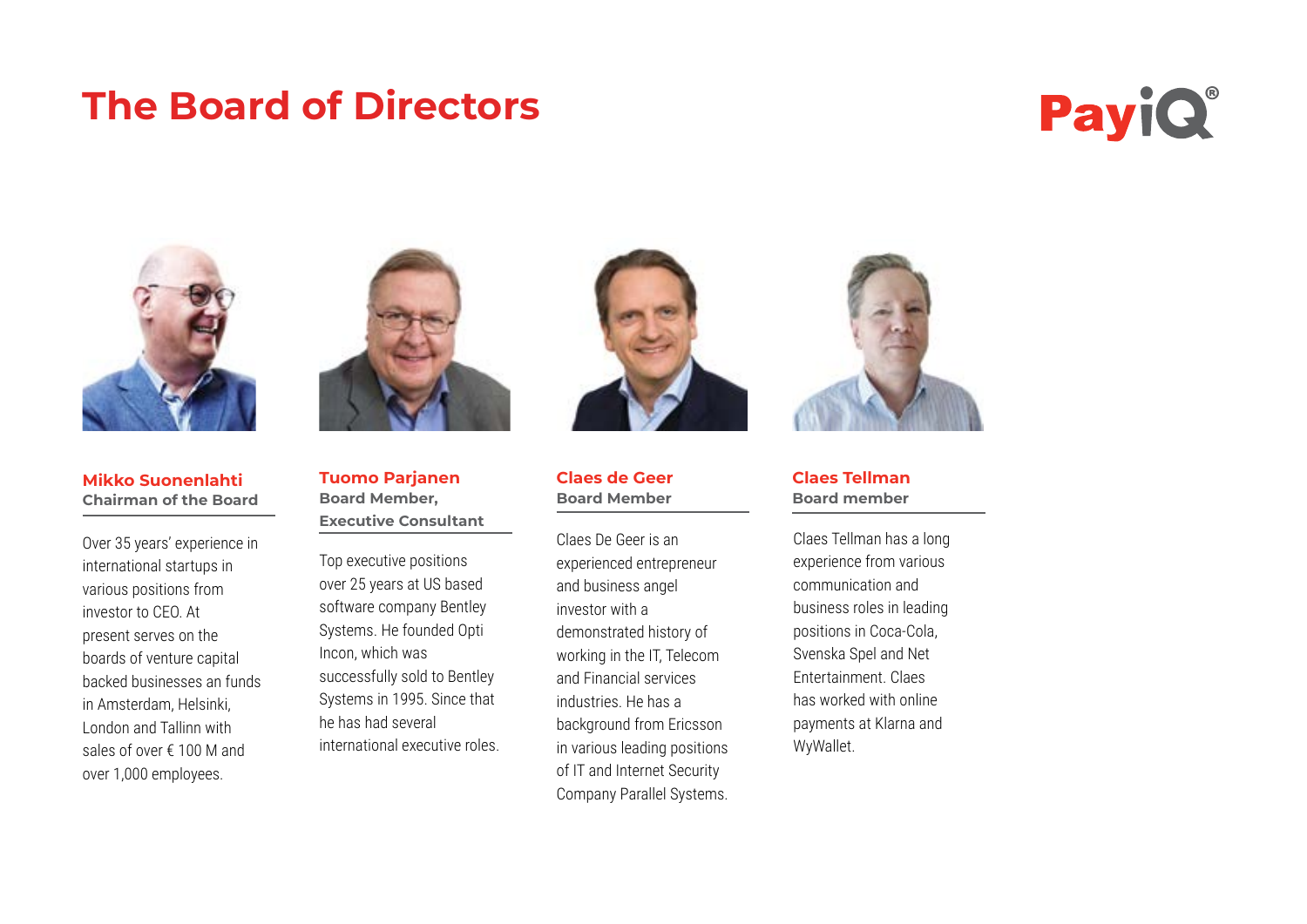# The Board of Directors

PayiQ®

### Mikko Suonenlahti
**Chairman of the Board**

Over 35 years' experience in international startups in various positions from investor to CEO. At present serves on the boards of venture capital backed businesses an funds in Amsterdam, Helsinki, London and Tallinn with sales of over € 100 M and over 1,000 employees.

### Tuomo Parjanen
**Board Member, Executive Consultant**

Top executive positions over 25 years at US based software company Bentley Systems. He founded Opti Incon, which was successfully sold to Bentley Systems in 1995. Since that he has had several international executive roles.

### Claes de Geer
**Board Member**

Claes De Geer is an experienced entrepreneur and business angel investor with a demonstrated history of working in the IT, Telecom and Financial services industries. He has a background from Ericsson in various leading positions of IT and Internet Security Company Parallel Systems.

### Claes Tellman
**Board member**

Claes Tellman has a long experience from various communication and business roles in leading positions in Coca-Cola, Svenska Spel and Net Entertainment. Claes has worked with online payments at Klarna and WyWallet.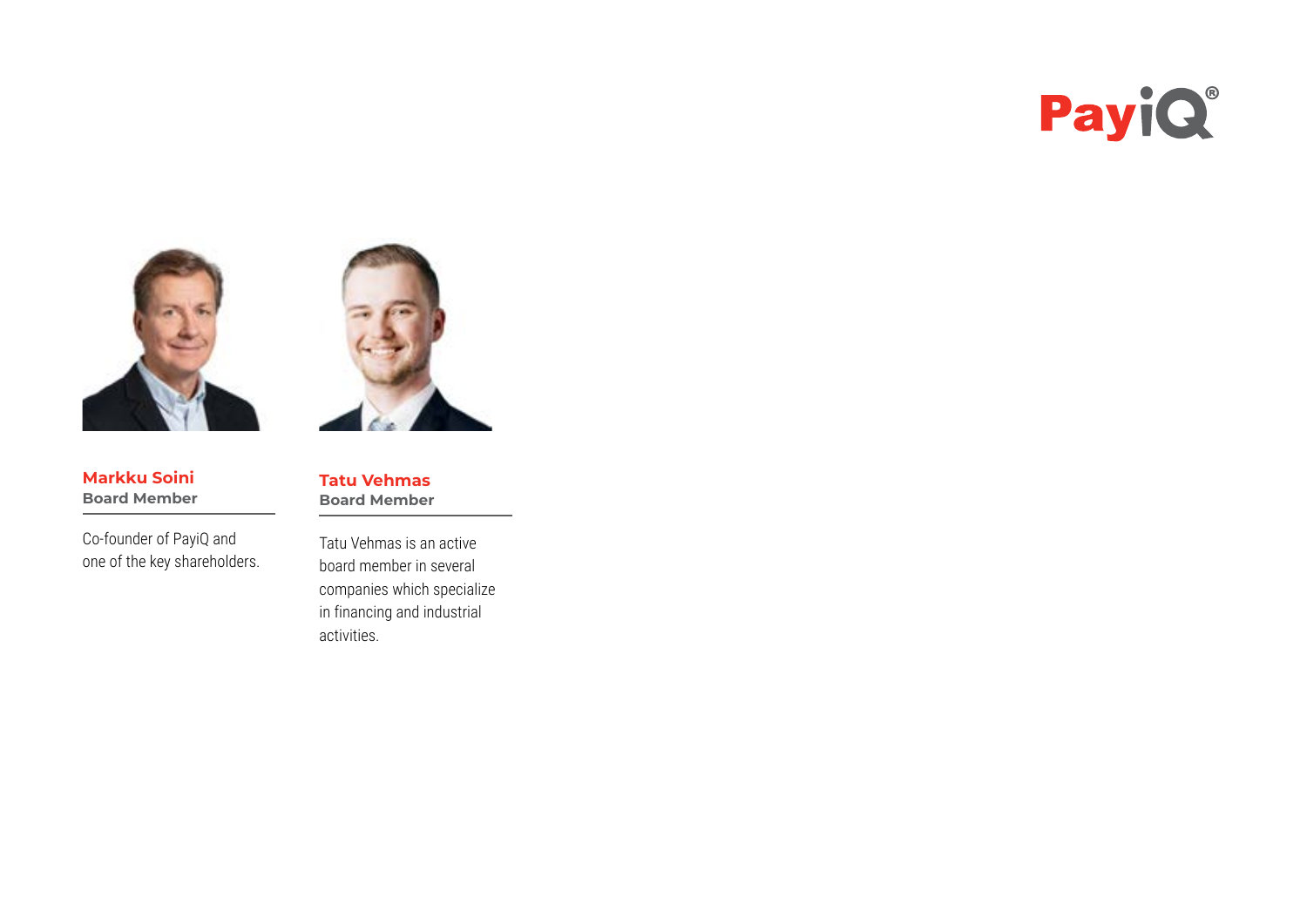**Markku Soini**
**Board Member**

Co-founder of PayiQ and one of the key shareholders.

**Tatu Vehmas**
**Board Member**

Tatu Vehmas is an active board member in several companies which specialize in financing and industrial activities.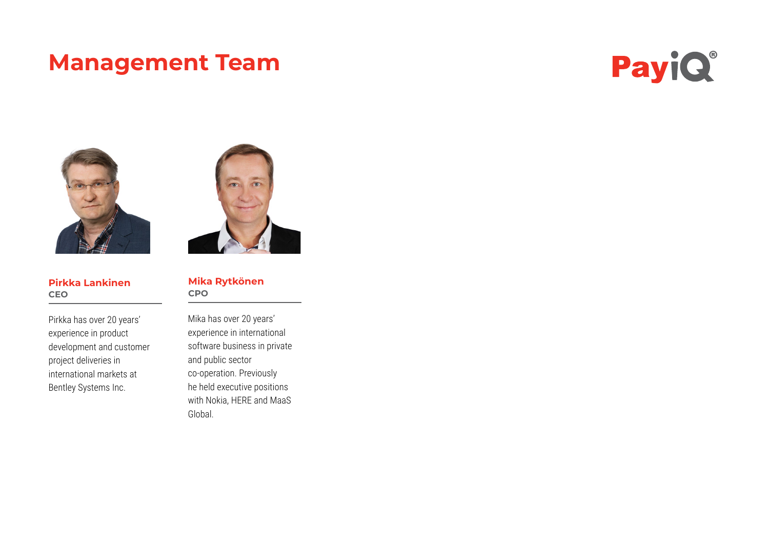# Management Team

PayiQ®

**Pirkka Lankinen**
**CEO**

Pirkka has over 20 years' experience in product development and customer project deliveries in international markets at Bentley Systems Inc.

**Mika Rytkönen**
**CPO**

Mika has over 20 years' experience in international software business in private and public sector co-operation. Previously he held executive positions with Nokia, HERE and MaaS Global.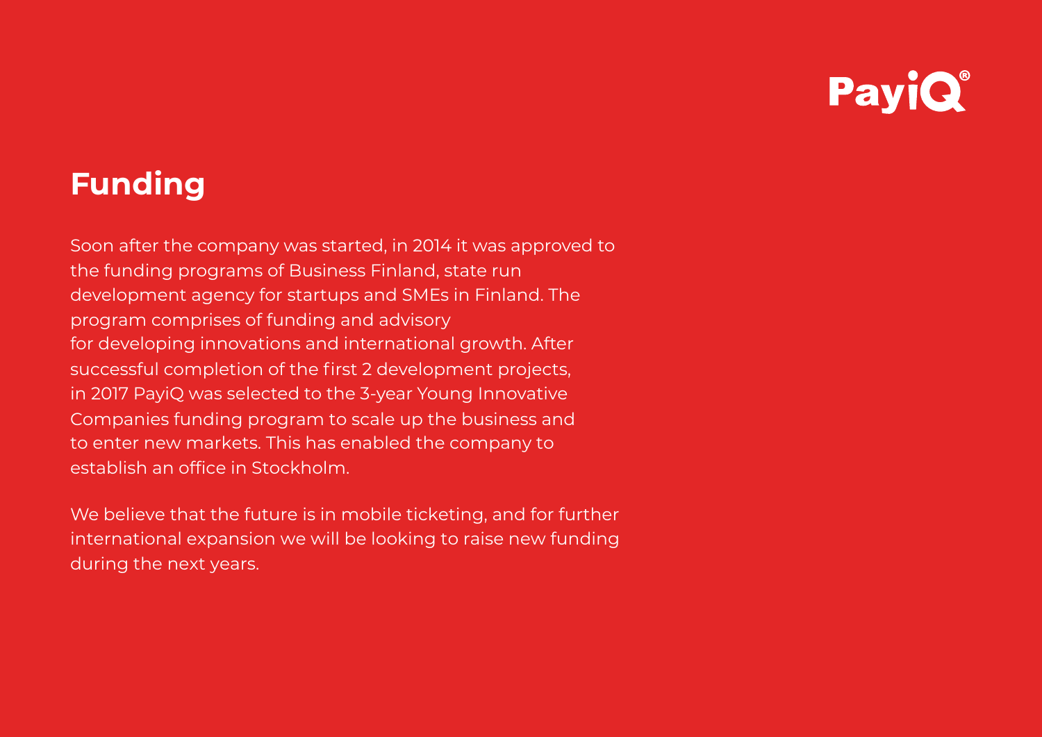PayiQ®

# Funding

Soon after the company was started, in 2014 it was approved to the funding programs of Business Finland, state run development agency for startups and SMEs in Finland. The program comprises of funding and advisory for developing innovations and international growth. After successful completion of the first 2 development projects, in 2017 PayiQ was selected to the 3-year Young Innovative Companies funding program to scale up the business and to enter new markets. This has enabled the company to establish an office in Stockholm.

We believe that the future is in mobile ticketing, and for further international expansion we will be looking to raise new funding during the next years.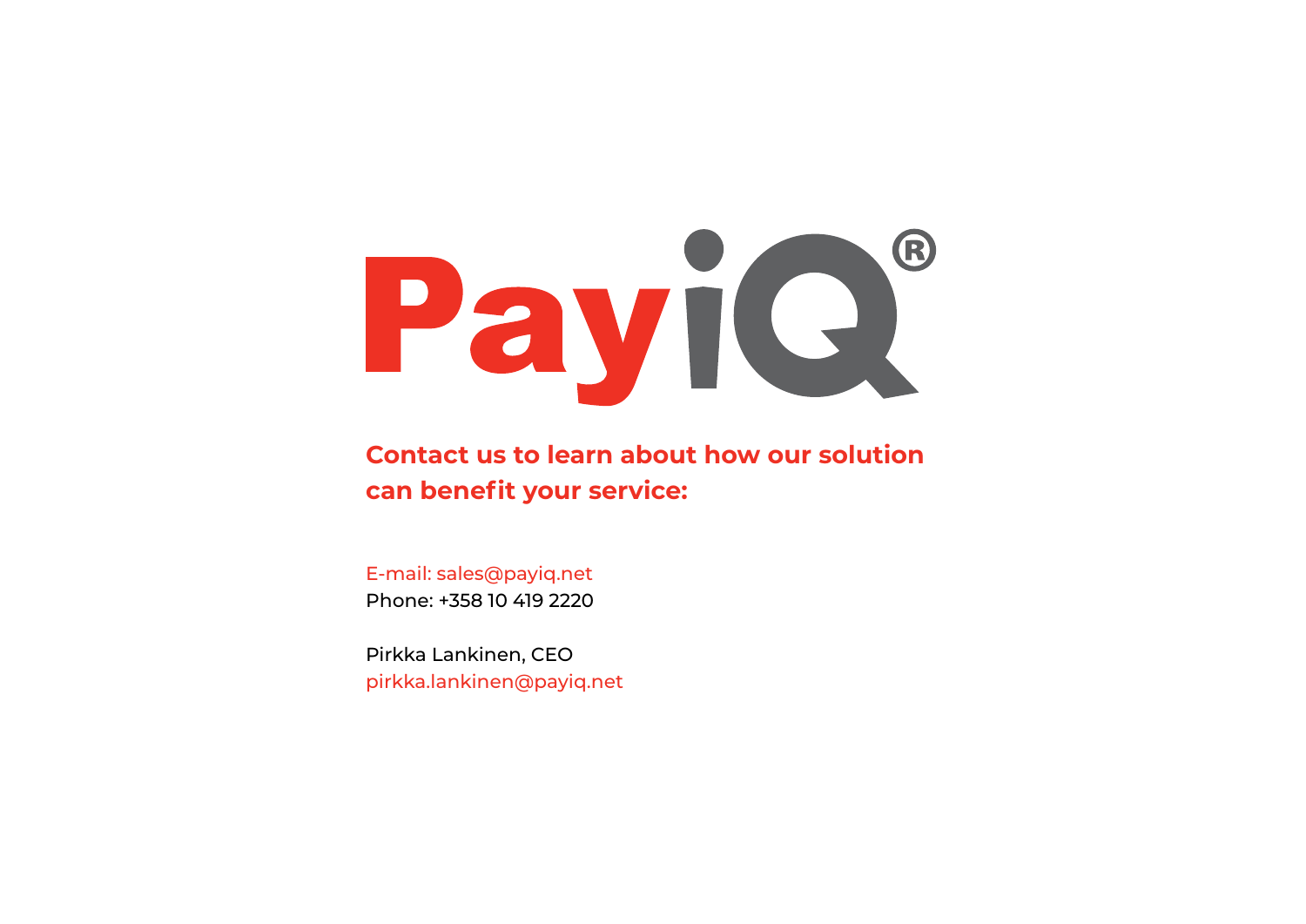PayiQ®

**Contact us to learn about how our solution can benefit your service:**

E-mail: sales@payiq.net
Phone: +358 10 419 2220

Pirkka Lankinen, CEO
pirkka.lankinen@payiq.net